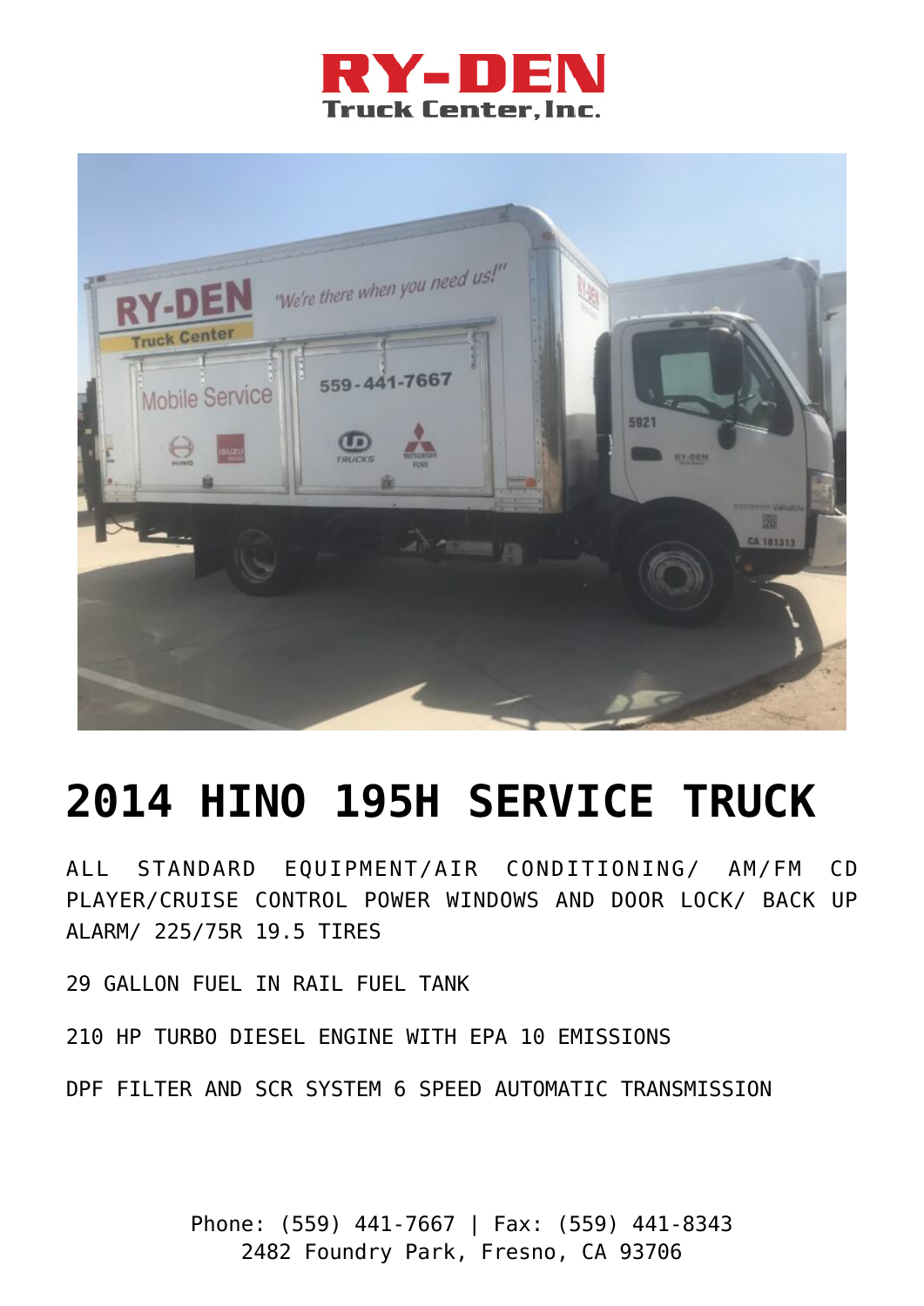RY-DEN Truck Center, Inc.

# 2014 HINO 195H SERVICE TRUCK

ALL STANDARD EQUIPMENT/AIR CONDITIONING/ AM/FM CD PLAYER/CRUISE CONTROL POWER WINDOWS AND DOOR LOCK/ BACK UP ALARM/ 225/75R 19.5 TIRES

29 GALLON FUEL IN RAIL FUEL TANK

210 HP TURBO DIESEL ENGINE WITH EPA 10 EMISSIONS

DPF FILTER AND SCR SYSTEM 6 SPEED AUTOMATIC TRANSMISSION

Phone: (559) 441-7667 | Fax: (559) 441-8343
2482 Foundry Park, Fresno, CA 93706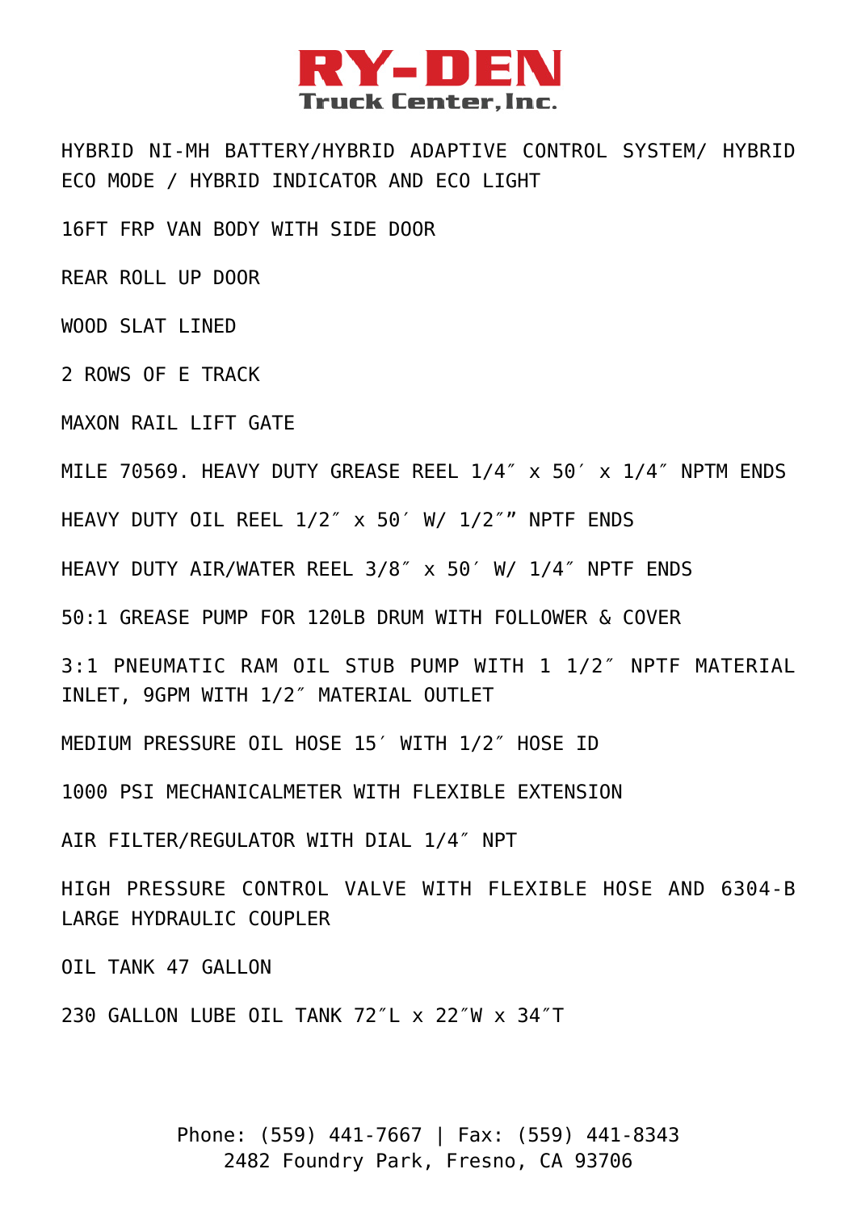HYBRID NI-MH BATTERY/HYBRID ADAPTIVE CONTROL SYSTEM/ HYBRID ECO MODE / HYBRID INDICATOR AND ECO LIGHT

16FT FRP VAN BODY WITH SIDE DOOR

REAR ROLL UP DOOR

WOOD SLAT LINED

2 ROWS OF E TRACK

MAXON RAIL LIFT GATE

MILE 70569. HEAVY DUTY GREASE REEL 1/4″ x 50′ x 1/4″ NPTM ENDS

HEAVY DUTY OIL REEL 1/2″ x 50′ W/ 1/2″” NPTF ENDS

HEAVY DUTY AIR/WATER REEL 3/8″ x 50′ W/ 1/4″ NPTF ENDS

50:1 GREASE PUMP FOR 120LB DRUM WITH FOLLOWER & COVER

3:1 PNEUMATIC RAM OIL STUB PUMP WITH 1 1/2″ NPTF MATERIAL INLET, 9GPM WITH 1/2″ MATERIAL OUTLET

MEDIUM PRESSURE OIL HOSE 15′ WITH 1/2″ HOSE ID

1000 PSI MECHANICALMETER WITH FLEXIBLE EXTENSION

AIR FILTER/REGULATOR WITH DIAL 1/4″ NPT

HIGH PRESSURE CONTROL VALVE WITH FLEXIBLE HOSE AND 6304-B LARGE HYDRAULIC COUPLER

OIL TANK 47 GALLON

230 GALLON LUBE OIL TANK 72″L x 22″W x 34″T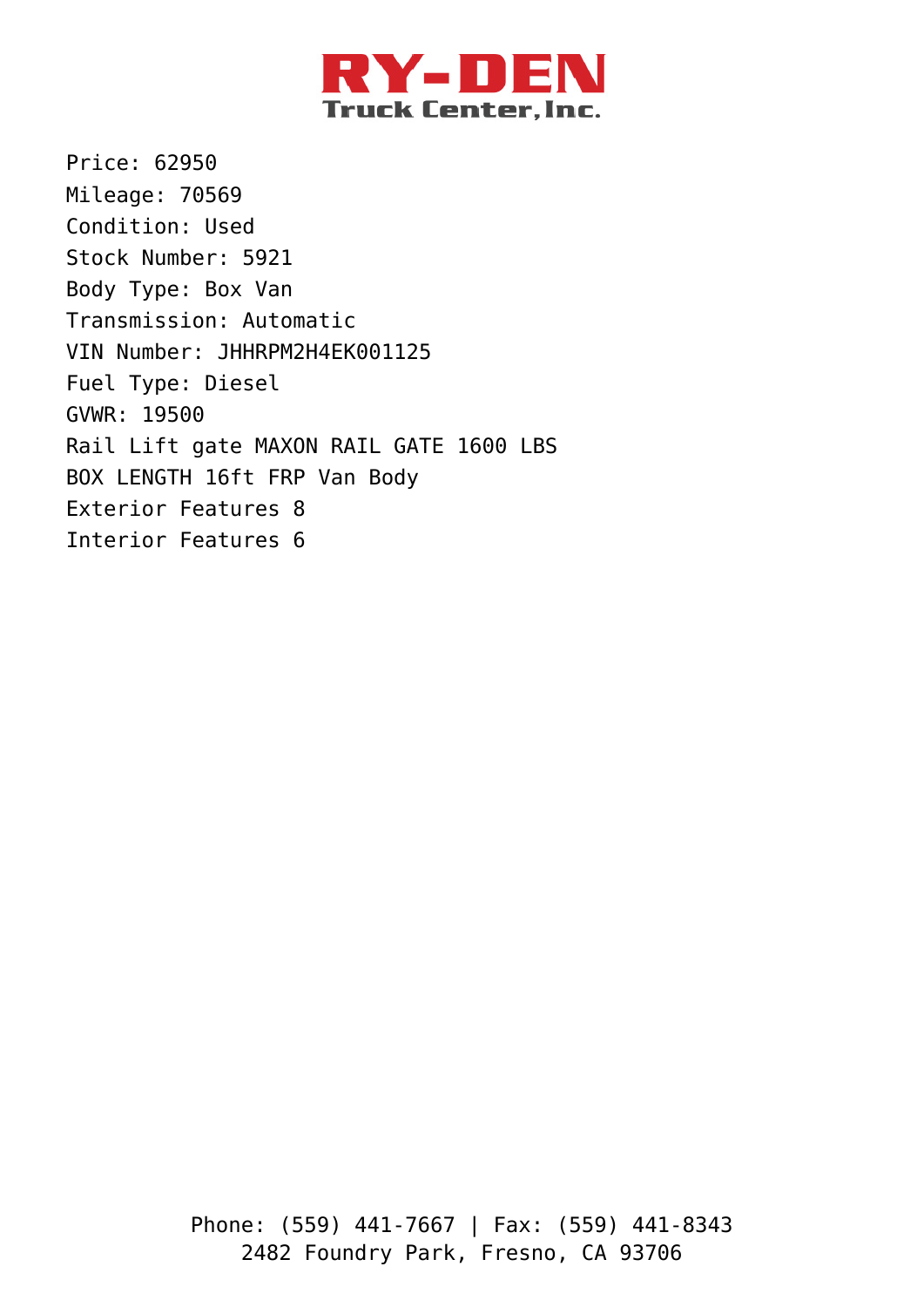# RY-DEN Truck Center, Inc.

Price: 62950
Mileage: 70569
Condition: Used
Stock Number: 5921
Body Type: Box Van
Transmission: Automatic
VIN Number: JHHRPM2H4EK001125
Fuel Type: Diesel
GVWR: 19500
Rail Lift gate MAXON RAIL GATE 1600 LBS
BOX LENGTH 16ft FRP Van Body
Exterior Features 8
Interior Features 6

Phone: (559) 441-7667 | Fax: (559) 441-8343
2482 Foundry Park, Fresno, CA 93706